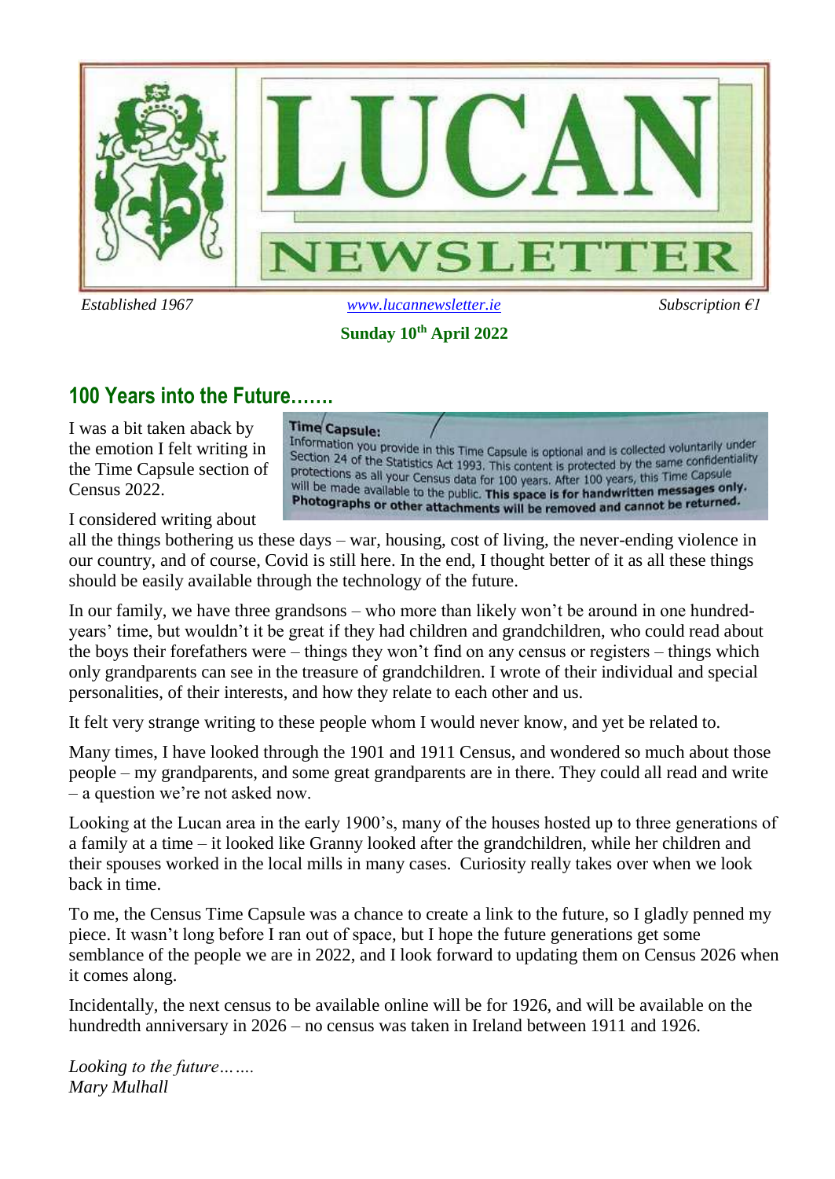# LUCAN NEWSLETTER

*Established 1967* | www.lucannewsletter.ie | *Subscription €1*

**Sunday 10th April 2022**

## 100 Years into the Future…….

I was a bit taken aback by the emotion I felt writing in the Time Capsule section of Census 2022.

**Time Capsule:**
Information you provide in this Time Capsule is optional and is collected voluntarily under Section 24 of the Statistics Act 1993. This content is protected by the same confidentiality protections as all your Census data for 100 years. After 100 years, this Time Capsule will be made available to the public. **This space is for handwritten messages only. Photographs or other attachments will be removed and cannot be returned.**

I considered writing about all the things bothering us these days – war, housing, cost of living, the never-ending violence in our country, and of course, Covid is still here. In the end, I thought better of it as all these things should be easily available through the technology of the future.

In our family, we have three grandsons – who more than likely won't be around in one hundred-years' time, but wouldn't it be great if they had children and grandchildren, who could read about the boys their forefathers were – things they won't find on any census or registers – things which only grandparents can see in the treasure of grandchildren. I wrote of their individual and special personalities, of their interests, and how they relate to each other and us.

It felt very strange writing to these people whom I would never know, and yet be related to.

Many times, I have looked through the 1901 and 1911 Census, and wondered so much about those people – my grandparents, and some great grandparents are in there. They could all read and write – a question we're not asked now.

Looking at the Lucan area in the early 1900's, many of the houses hosted up to three generations of a family at a time – it looked like Granny looked after the grandchildren, while her children and their spouses worked in the local mills in many cases. Curiosity really takes over when we look back in time.

To me, the Census Time Capsule was a chance to create a link to the future, so I gladly penned my piece. It wasn't long before I ran out of space, but I hope the future generations get some semblance of the people we are in 2022, and I look forward to updating them on Census 2026 when it comes along.

Incidentally, the next census to be available online will be for 1926, and will be available on the hundredth anniversary in 2026 – no census was taken in Ireland between 1911 and 1926.

*Looking to the future…….*
*Mary Mulhall*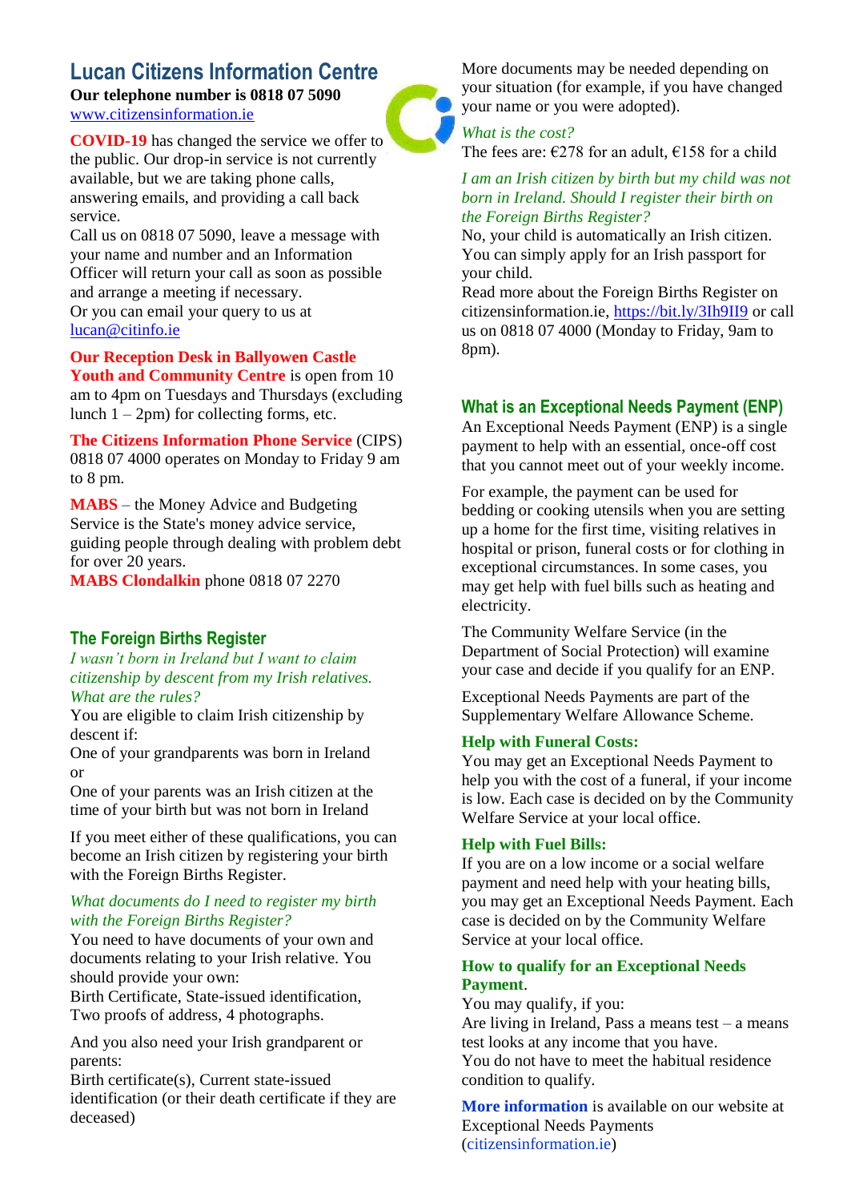## Lucan Citizens Information Centre

**Our telephone number is 0818 07 5090**
www.citizensinformation.ie

**COVID-19** has changed the service we offer to the public. Our drop-in service is not currently available, but we are taking phone calls, answering emails, and providing a call back service.
Call us on 0818 07 5090, leave a message with your name and number and an Information Officer will return your call as soon as possible and arrange a meeting if necessary.
Or you can email your query to us at lucan@citinfo.ie

**Our Reception Desk in Ballyowen Castle Youth and Community Centre** is open from 10 am to 4pm on Tuesdays and Thursdays (excluding lunch 1 – 2pm) for collecting forms, etc.

**The Citizens Information Phone Service** (CIPS) 0818 07 4000 operates on Monday to Friday 9 am to 8 pm.

**MABS** – the Money Advice and Budgeting Service is the State's money advice service, guiding people through dealing with problem debt for over 20 years.
**MABS Clondalkin** phone 0818 07 2270

## The Foreign Births Register

*I wasn't born in Ireland but I want to claim citizenship by descent from my Irish relatives. What are the rules?*
You are eligible to claim Irish citizenship by descent if:
One of your grandparents was born in Ireland or
One of your parents was an Irish citizen at the time of your birth but was not born in Ireland

If you meet either of these qualifications, you can become an Irish citizen by registering your birth with the Foreign Births Register.

*What documents do I need to register my birth with the Foreign Births Register?*
You need to have documents of your own and documents relating to your Irish relative. You should provide your own:
Birth Certificate, State-issued identification, Two proofs of address, 4 photographs.

And you also need your Irish grandparent or parents:
Birth certificate(s), Current state-issued identification (or their death certificate if they are deceased)

More documents may be needed depending on your situation (for example, if you have changed your name or you were adopted).

*What is the cost?*
The fees are: €278 for an adult, €158 for a child

*I am an Irish citizen by birth but my child was not born in Ireland. Should I register their birth on the Foreign Births Register?*
No, your child is automatically an Irish citizen. You can simply apply for an Irish passport for your child.
Read more about the Foreign Births Register on citizensinformation.ie, https://bit.ly/3Ih9II9 or call us on 0818 07 4000 (Monday to Friday, 9am to 8pm).

## What is an Exceptional Needs Payment (ENP)

An Exceptional Needs Payment (ENP) is a single payment to help with an essential, once-off cost that you cannot meet out of your weekly income.

For example, the payment can be used for bedding or cooking utensils when you are setting up a home for the first time, visiting relatives in hospital or prison, funeral costs or for clothing in exceptional circumstances. In some cases, you may get help with fuel bills such as heating and electricity.

The Community Welfare Service (in the Department of Social Protection) will examine your case and decide if you qualify for an ENP.

Exceptional Needs Payments are part of the Supplementary Welfare Allowance Scheme.

**Help with Funeral Costs:**
You may get an Exceptional Needs Payment to help you with the cost of a funeral, if your income is low. Each case is decided on by the Community Welfare Service at your local office.

**Help with Fuel Bills:**
If you are on a low income or a social welfare payment and need help with your heating bills, you may get an Exceptional Needs Payment. Each case is decided on by the Community Welfare Service at your local office.

**How to qualify for an Exceptional Needs Payment.**
You may qualify, if you:
Are living in Ireland, Pass a means test – a means test looks at any income that you have.
You do not have to meet the habitual residence condition to qualify.

**More information** is available on our website at Exceptional Needs Payments (citizensinformation.ie)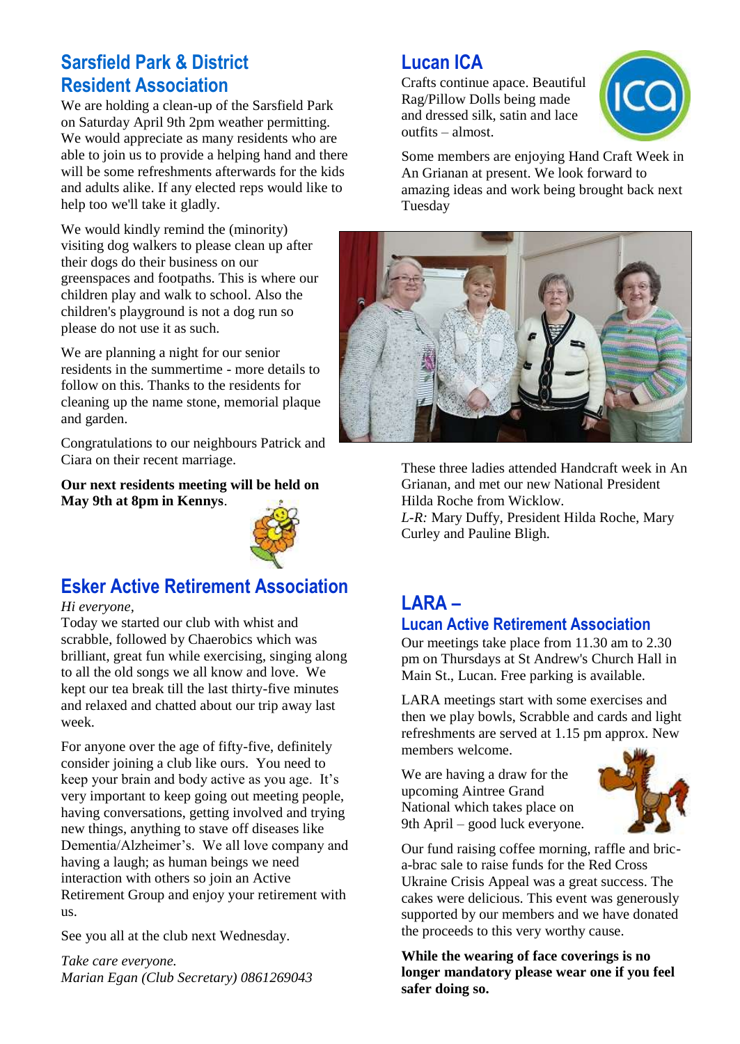## Sarsfield Park & District Resident Association

We are holding a clean-up of the Sarsfield Park on Saturday April 9th 2pm weather permitting. We would appreciate as many residents who are able to join us to provide a helping hand and there will be some refreshments afterwards for the kids and adults alike. If any elected reps would like to help too we'll take it gladly.

We would kindly remind the (minority) visiting dog walkers to please clean up after their dogs do their business on our greenspaces and footpaths. This is where our children play and walk to school. Also the children's playground is not a dog run so please do not use it as such.

We are planning a night for our senior residents in the summertime - more details to follow on this. Thanks to the residents for cleaning up the name stone, memorial plaque and garden.

Congratulations to our neighbours Patrick and Ciara on their recent marriage.

**Our next residents meeting will be held on May 9th at 8pm in Kennys**.

## Esker Active Retirement Association

*Hi everyone,*

Today we started our club with whist and scrabble, followed by Chaerobics which was brilliant, great fun while exercising, singing along to all the old songs we all know and love. We kept our tea break till the last thirty-five minutes and relaxed and chatted about our trip away last week.

For anyone over the age of fifty-five, definitely consider joining a club like ours. You need to keep your brain and body active as you age. It's very important to keep going out meeting people, having conversations, getting involved and trying new things, anything to stave off diseases like Dementia/Alzheimer's. We all love company and having a laugh; as human beings we need interaction with others so join an Active Retirement Group and enjoy your retirement with us.

See you all at the club next Wednesday.

*Take care everyone.*
*Marian Egan (Club Secretary) 0861269043*

## Lucan ICA

Crafts continue apace. Beautiful Rag/Pillow Dolls being made and dressed silk, satin and lace outfits – almost.

Some members are enjoying Hand Craft Week in An Grianan at present. We look forward to amazing ideas and work being brought back next Tuesday

These three ladies attended Handcraft week in An Grianan, and met our new National President Hilda Roche from Wicklow.
*L-R:* Mary Duffy, President Hilda Roche, Mary Curley and Pauline Bligh.

## LARA –
### Lucan Active Retirement Association

Our meetings take place from 11.30 am to 2.30 pm on Thursdays at St Andrew's Church Hall in Main St., Lucan. Free parking is available.

LARA meetings start with some exercises and then we play bowls, Scrabble and cards and light refreshments are served at 1.15 pm approx. New members welcome.

We are having a draw for the upcoming Aintree Grand National which takes place on 9th April – good luck everyone.

Our fund raising coffee morning, raffle and bric-a-brac sale to raise funds for the Red Cross Ukraine Crisis Appeal was a great success. The cakes were delicious. This event was generously supported by our members and we have donated the proceeds to this very worthy cause.

**While the wearing of face coverings is no longer mandatory please wear one if you feel safer doing so.**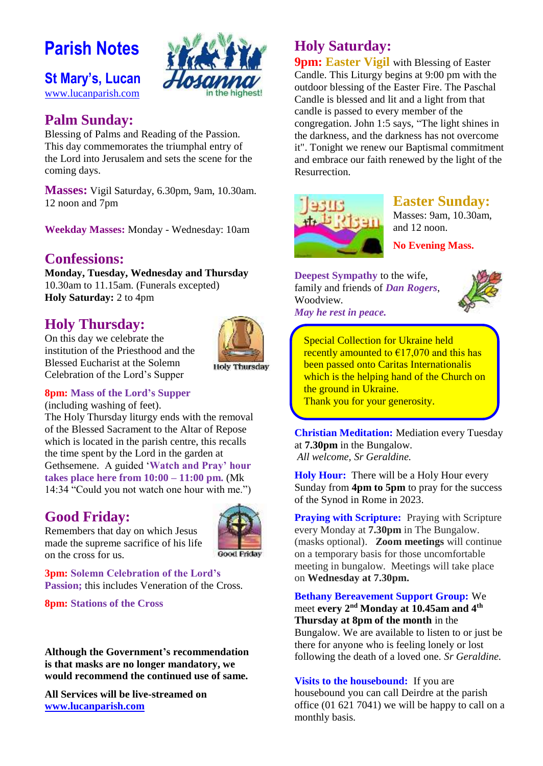# Parish Notes

## St Mary's, Lucan

www.lucanparish.com

## Palm Sunday:

Blessing of Palms and Reading of the Passion. This day commemorates the triumphal entry of the Lord into Jerusalem and sets the scene for the coming days.

**Masses:** Vigil Saturday, 6.30pm, 9am, 10.30am. 12 noon and 7pm

**Weekday Masses:** Monday - Wednesday: 10am

## Confessions:

**Monday, Tuesday, Wednesday and Thursday** 10.30am to 11.15am. (Funerals excepted)
**Holy Saturday:** 2 to 4pm

## Holy Thursday:

On this day we celebrate the institution of the Priesthood and the Blessed Eucharist at the Solemn Celebration of the Lord's Supper

**8pm: Mass of the Lord's Supper** (including washing of feet).

The Holy Thursday liturgy ends with the removal of the Blessed Sacrament to the Altar of Repose which is located in the parish centre, this recalls the time spent by the Lord in the garden at Gethsemene. A guided '**Watch and Pray' hour takes place here from 10:00 – 11:00 pm.** (Mk 14:34 "Could you not watch one hour with me.")

## Good Friday:

Remembers that day on which Jesus made the supreme sacrifice of his life on the cross for us.

**3pm: Solemn Celebration of the Lord's Passion;** this includes Veneration of the Cross.

**8pm: Stations of the Cross**

**Although the Government's recommendation is that masks are no longer mandatory, we would recommend the continued use of same.**

**All Services will be live-streamed on www.lucanparish.com**

## Holy Saturday:

**9pm: Easter Vigil** with Blessing of Easter Candle. This Liturgy begins at 9:00 pm with the outdoor blessing of the Easter Fire. The Paschal Candle is blessed and lit and a light from that candle is passed to every member of the congregation. John 1:5 says, "The light shines in the darkness, and the darkness has not overcome it". Tonight we renew our Baptismal commitment and embrace our faith renewed by the light of the Resurrection.

## Easter Sunday:

Masses: 9am, 10.30am, and 12 noon.

**No Evening Mass.**

**Deepest Sympathy** to the wife, family and friends of ***Dan Rogers***, Woodview.
***May he rest in peace.***

Special Collection for Ukraine held recently amounted to €17,070 and this has been passed onto Caritas Internationalis which is the helping hand of the Church on the ground in Ukraine.
Thank you for your generosity.

**Christian Meditation:** Mediation every Tuesday at **7.30pm** in the Bungalow.
*All welcome, Sr Geraldine.*

**Holy Hour:** There will be a Holy Hour every Sunday from **4pm to 5pm** to pray for the success of the Synod in Rome in 2023.

**Praying with Scripture:** Praying with Scripture every Monday at **7.30pm** in The Bungalow. (masks optional). **Zoom meetings** will continue on a temporary basis for those uncomfortable meeting in bungalow. Meetings will take place on **Wednesday at 7.30pm.**

**Bethany Bereavement Support Group:** We meet **every 2nd Monday at 10.45am and 4th Thursday at 8pm of the month** in the Bungalow. We are available to listen to or just be there for anyone who is feeling lonely or lost following the death of a loved one. *Sr Geraldine.*

**Visits to the housebound:** If you are housebound you can call Deirdre at the parish office (01 621 7041) we will be happy to call on a monthly basis.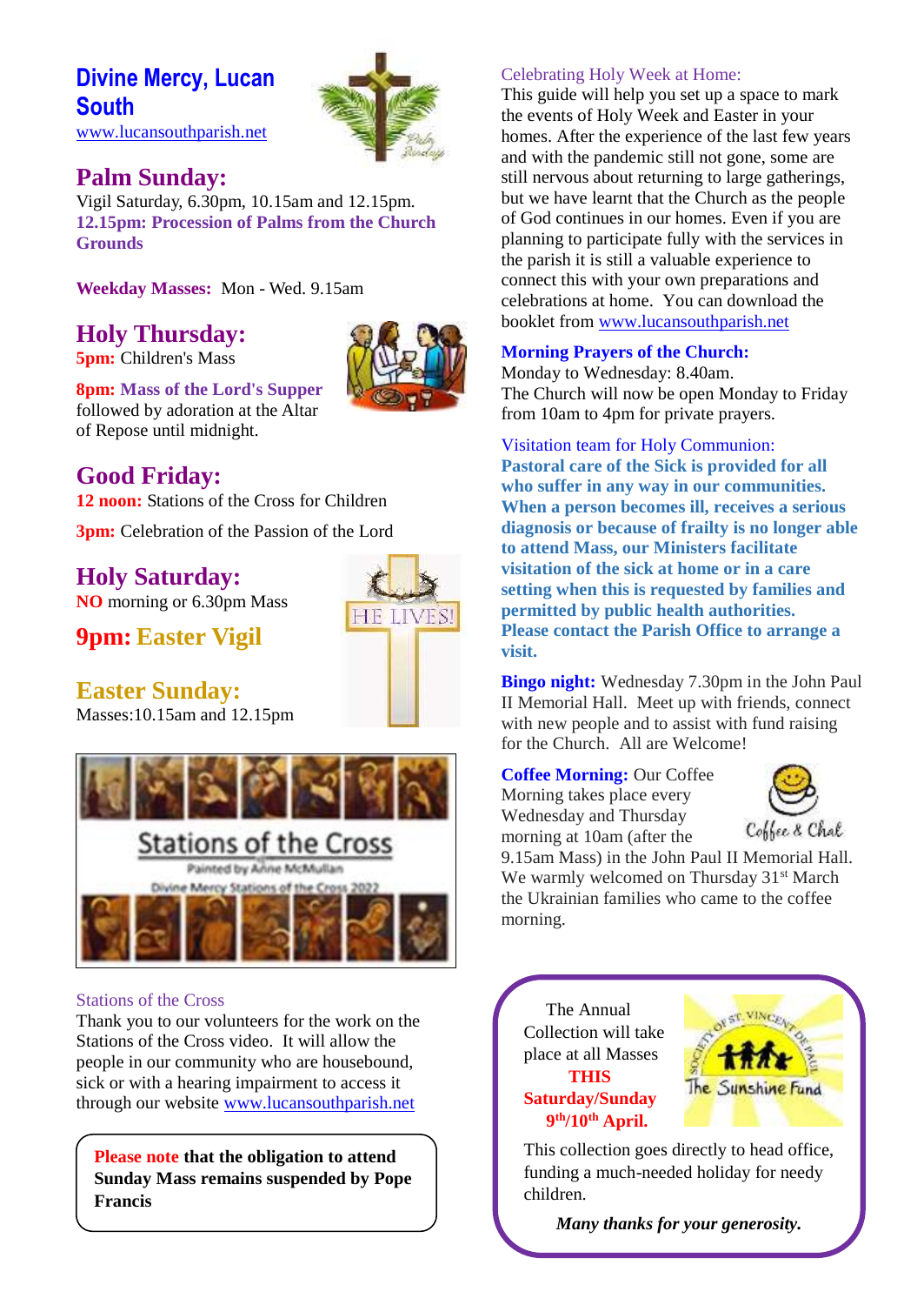## Divine Mercy, Lucan South

www.lucansouthparish.net

## Palm Sunday:

Vigil Saturday, 6.30pm, 10.15am and 12.15pm.
**12.15pm: Procession of Palms from the Church Grounds**

**Weekday Masses:** Mon - Wed. 9.15am

## Holy Thursday:

**5pm:** Children's Mass

**8pm: Mass of the Lord's Supper** followed by adoration at the Altar of Repose until midnight.

## Good Friday:

**12 noon:** Stations of the Cross for Children

**3pm:** Celebration of the Passion of the Lord

## Holy Saturday:

**NO** morning or 6.30pm Mass

## 9pm: Easter Vigil

## Easter Sunday:

Masses:10.15am and 12.15pm

Stations of the Cross
Painted by Anne McMullan
Divine Mercy Stations of the Cross 2022

### Stations of the Cross

Thank you to our volunteers for the work on the Stations of the Cross video. It will allow the people in our community who are housebound, sick or with a hearing impairment to access it through our website www.lucansouthparish.net

**Please note that the obligation to attend Sunday Mass remains suspended by Pope Francis**

### Celebrating Holy Week at Home:

This guide will help you set up a space to mark the events of Holy Week and Easter in your homes. After the experience of the last few years and with the pandemic still not gone, some are still nervous about returning to large gatherings, but we have learnt that the Church as the people of God continues in our homes. Even if you are planning to participate fully with the services in the parish it is still a valuable experience to connect this with your own preparations and celebrations at home. You can download the booklet from www.lucansouthparish.net

**Morning Prayers of the Church:**
Monday to Wednesday: 8.40am.
The Church will now be open Monday to Friday from 10am to 4pm for private prayers.

### Visitation team for Holy Communion:

**Pastoral care of the Sick is provided for all who suffer in any way in our communities. When a person becomes ill, receives a serious diagnosis or because of frailty is no longer able to attend Mass, our Ministers facilitate visitation of the sick at home or in a care setting when this is requested by families and permitted by public health authorities. Please contact the Parish Office to arrange a visit.**

**Bingo night:** Wednesday 7.30pm in the John Paul II Memorial Hall. Meet up with friends, connect with new people and to assist with fund raising for the Church. All are Welcome!

**Coffee Morning:** Our Coffee Morning takes place every Wednesday and Thursday morning at 10am (after the 9.15am Mass) in the John Paul II Memorial Hall. We warmly welcomed on Thursday 31st March the Ukrainian families who came to the coffee morning.

The Annual Collection will take place at all Masses **THIS Saturday/Sunday 9th/10th April.**

Society of St. Vincent de Paul – The Sunshine Fund

This collection goes directly to head office, funding a much-needed holiday for needy children.

***Many thanks for your generosity.***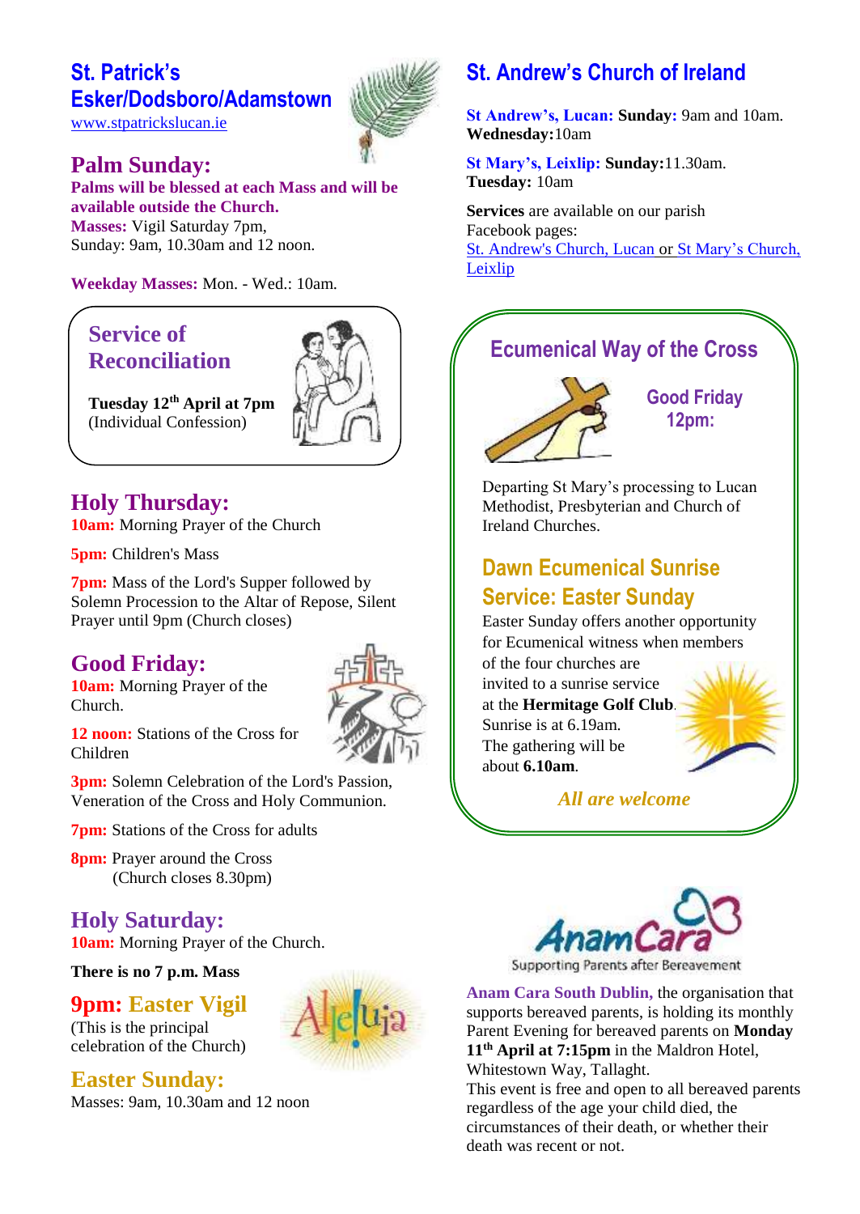## St. Patrick's Esker/Dodsboro/Adamstown

www.stpatrickslucan.ie

### Palm Sunday:

**Palms will be blessed at each Mass and will be available outside the Church.**

**Masses:** Vigil Saturday 7pm,
Sunday: 9am, 10.30am and 12 noon.

**Weekday Masses:** Mon. - Wed.: 10am.

### Service of Reconciliation

**Tuesday 12th April at 7pm**
(Individual Confession)

### Holy Thursday:

**10am:** Morning Prayer of the Church

**5pm:** Children's Mass

**7pm:** Mass of the Lord's Supper followed by Solemn Procession to the Altar of Repose, Silent Prayer until 9pm (Church closes)

### Good Friday:

**10am:** Morning Prayer of the Church.

**12 noon:** Stations of the Cross for Children

**3pm:** Solemn Celebration of the Lord's Passion, Veneration of the Cross and Holy Communion.

**7pm:** Stations of the Cross for adults

**8pm:** Prayer around the Cross
(Church closes 8.30pm)

### Holy Saturday:

**10am:** Morning Prayer of the Church.

**There is no 7 p.m. Mass**

### 9pm: Easter Vigil

(This is the principal celebration of the Church)

### Easter Sunday:

Masses: 9am, 10.30am and 12 noon

## St. Andrew's Church of Ireland

**St Andrew's, Lucan: Sunday:** 9am and 10am.
**Wednesday:**10am

**St Mary's, Leixlip: Sunday:**11.30am.
**Tuesday:** 10am

**Services** are available on our parish Facebook pages:
St. Andrew's Church, Lucan or St Mary's Church, Leixlip

### Ecumenical Way of the Cross

**Good Friday 12pm:**

Departing St Mary's processing to Lucan Methodist, Presbyterian and Church of Ireland Churches.

### Dawn Ecumenical Sunrise Service: Easter Sunday

Easter Sunday offers another opportunity for Ecumenical witness when members of the four churches are invited to a sunrise service at the **Hermitage Golf Club**. Sunrise is at 6.19am. The gathering will be about **6.10am**.

***All are welcome***

### AnamCara

Supporting Parents after Bereavement

**Anam Cara South Dublin,** the organisation that supports bereaved parents, is holding its monthly Parent Evening for bereaved parents on **Monday 11th April at 7:15pm** in the Maldron Hotel, Whitestown Way, Tallaght.
This event is free and open to all bereaved parents regardless of the age your child died, the circumstances of their death, or whether their death was recent or not.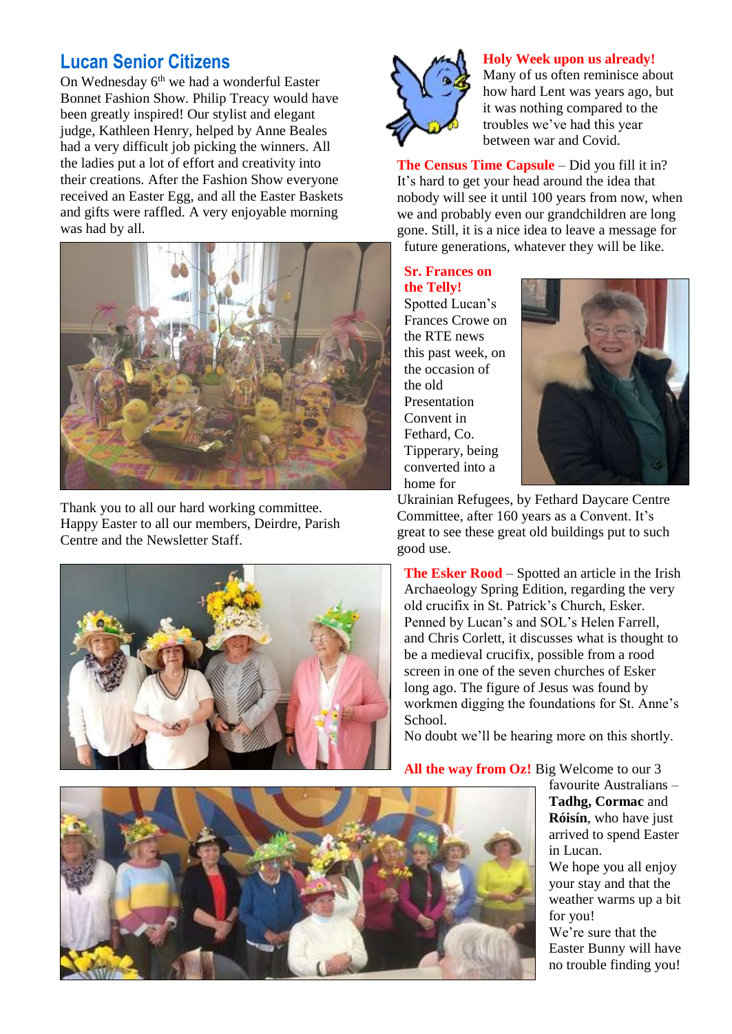## Lucan Senior Citizens

On Wednesday 6th we had a wonderful Easter Bonnet Fashion Show. Philip Treacy would have been greatly inspired! Our stylist and elegant judge, Kathleen Henry, helped by Anne Beales had a very difficult job picking the winners. All the ladies put a lot of effort and creativity into their creations. After the Fashion Show everyone received an Easter Egg, and all the Easter Baskets and gifts were raffled. A very enjoyable morning was had by all.

Thank you to all our hard working committee. Happy Easter to all our members, Deirdre, Parish Centre and the Newsletter Staff.

**Holy Week upon us already!** Many of us often reminisce about how hard Lent was years ago, but it was nothing compared to the troubles we've had this year between war and Covid.

**The Census Time Capsule** – Did you fill it in? It's hard to get your head around the idea that nobody will see it until 100 years from now, when we and probably even our grandchildren are long gone. Still, it is a nice idea to leave a message for future generations, whatever they will be like.

**Sr. Frances on the Telly!** Spotted Lucan's Frances Crowe on the RTE news this past week, on the occasion of the old Presentation Convent in Fethard, Co. Tipperary, being converted into a home for Ukrainian Refugees, by Fethard Daycare Centre Committee, after 160 years as a Convent. It's great to see these great old buildings put to such good use.

**The Esker Rood** – Spotted an article in the Irish Archaeology Spring Edition, regarding the very old crucifix in St. Patrick's Church, Esker. Penned by Lucan's and SOL's Helen Farrell, and Chris Corlett, it discusses what is thought to be a medieval crucifix, possible from a rood screen in one of the seven churches of Esker long ago. The figure of Jesus was found by workmen digging the foundations for St. Anne's School.

No doubt we'll be hearing more on this shortly.

**All the way from Oz!** Big Welcome to our 3 favourite Australians – **Tadhg, Cormac** and **Róisín**, who have just arrived to spend Easter in Lucan.

We hope you all enjoy your stay and that the weather warms up a bit for you!

We're sure that the Easter Bunny will have no trouble finding you!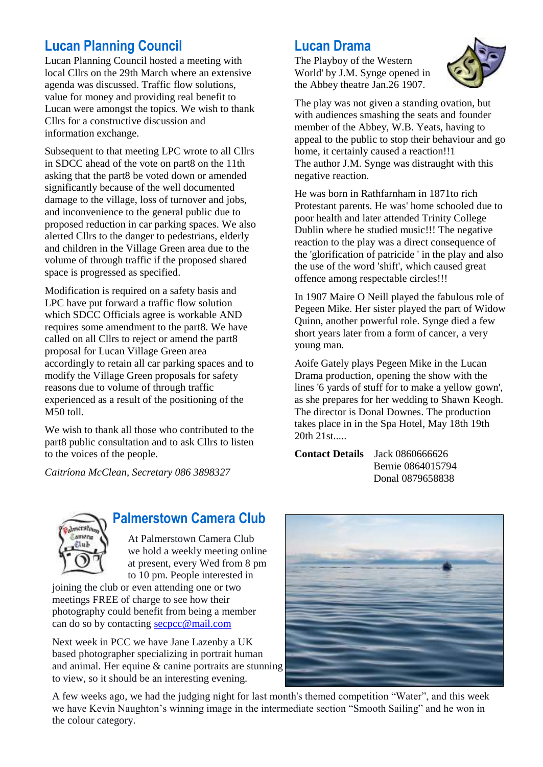## Lucan Planning Council

Lucan Planning Council hosted a meeting with local Cllrs on the 29th March where an extensive agenda was discussed. Traffic flow solutions, value for money and providing real benefit to Lucan were amongst the topics. We wish to thank Cllrs for a constructive discussion and information exchange.

Subsequent to that meeting LPC wrote to all Cllrs in SDCC ahead of the vote on part8 on the 11th asking that the part8 be voted down or amended significantly because of the well documented damage to the village, loss of turnover and jobs, and inconvenience to the general public due to proposed reduction in car parking spaces. We also alerted Cllrs to the danger to pedestrians, elderly and children in the Village Green area due to the volume of through traffic if the proposed shared space is progressed as specified.

Modification is required on a safety basis and LPC have put forward a traffic flow solution which SDCC Officials agree is workable AND requires some amendment to the part8. We have called on all Cllrs to reject or amend the part8 proposal for Lucan Village Green area accordingly to retain all car parking spaces and to modify the Village Green proposals for safety reasons due to volume of through traffic experienced as a result of the positioning of the M50 toll.

We wish to thank all those who contributed to the part8 public consultation and to ask Cllrs to listen to the voices of the people.

*Caitríona McClean, Secretary 086 3898327*

## Lucan Drama

The Playboy of the Western World' by J.M. Synge opened in the Abbey theatre Jan.26 1907.

The play was not given a standing ovation, but with audiences smashing the seats and founder member of the Abbey, W.B. Yeats, having to appeal to the public to stop their behaviour and go home, it certainly caused a reaction!!1
The author J.M. Synge was distraught with this negative reaction.

He was born in Rathfarnham in 1871to rich Protestant parents. He was' home schooled due to poor health and later attended Trinity College Dublin where he studied music!!! The negative reaction to the play was a direct consequence of the 'glorification of patricide ' in the play and also the use of the word 'shift', which caused great offence among respectable circles!!!

In 1907 Maire O Neill played the fabulous role of Pegeen Mike. Her sister played the part of Widow Quinn, another powerful role. Synge died a few short years later from a form of cancer, a very young man.

Aoife Gately plays Pegeen Mike in the Lucan Drama production, opening the show with the lines '6 yards of stuff for to make a yellow gown', as she prepares for her wedding to Shawn Keogh. The director is Donal Downes. The production takes place in in the Spa Hotel, May 18th 19th 20th 21st.....

**Contact Details** Jack 0860666626
Bernie 0864015794
Donal 0879658838

## Palmerstown Camera Club

At Palmerstown Camera Club we hold a weekly meeting online at present, every Wed from 8 pm to 10 pm. People interested in joining the club or even attending one or two meetings FREE of charge to see how their photography could benefit from being a member can do so by contacting secpcc@mail.com

Next week in PCC we have Jane Lazenby a UK based photographer specializing in portrait human and animal. Her equine & canine portraits are stunning to view, so it should be an interesting evening.

A few weeks ago, we had the judging night for last month's themed competition "Water", and this week we have Kevin Naughton's winning image in the intermediate section "Smooth Sailing" and he won in the colour category.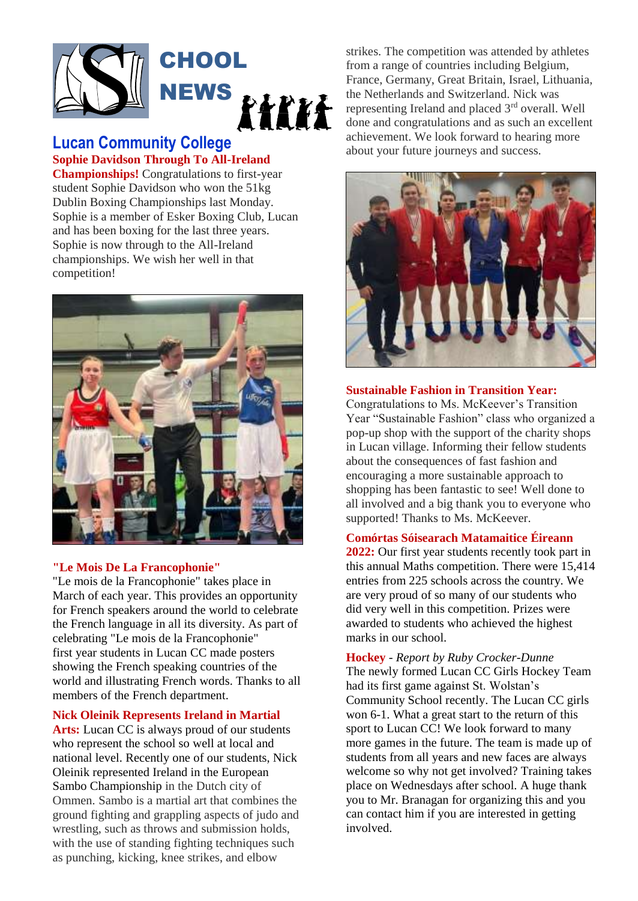# SCHOOL NEWS

## Lucan Community College

**Sophie Davidson Through To All-Ireland Championships!** Congratulations to first-year student Sophie Davidson who won the 51kg Dublin Boxing Championships last Monday. Sophie is a member of Esker Boxing Club, Lucan and has been boxing for the last three years. Sophie is now through to the All-Ireland championships. We wish her well in that competition!

**"Le Mois De La Francophonie"**
"Le mois de la Francophonie" takes place in March of each year. This provides an opportunity for French speakers around the world to celebrate the French language in all its diversity. As part of celebrating "Le mois de la Francophonie" first year students in Lucan CC made posters showing the French speaking countries of the world and illustrating French words. Thanks to all members of the French department.

**Nick Oleinik Represents Ireland in Martial Arts:** Lucan CC is always proud of our students who represent the school so well at local and national level. Recently one of our students, Nick Oleinik represented Ireland in the European Sambo Championship in the Dutch city of Ommen. Sambo is a martial art that combines the ground fighting and grappling aspects of judo and wrestling, such as throws and submission holds, with the use of standing fighting techniques such as punching, kicking, knee strikes, and elbow strikes. The competition was attended by athletes from a range of countries including Belgium, France, Germany, Great Britain, Israel, Lithuania, the Netherlands and Switzerland. Nick was representing Ireland and placed 3rd overall. Well done and congratulations and as such an excellent achievement. We look forward to hearing more about your future journeys and success.

**Sustainable Fashion in Transition Year:**
Congratulations to Ms. McKeever's Transition Year "Sustainable Fashion" class who organized a pop-up shop with the support of the charity shops in Lucan village. Informing their fellow students about the consequences of fast fashion and encouraging a more sustainable approach to shopping has been fantastic to see! Well done to all involved and a big thank you to everyone who supported! Thanks to Ms. McKeever.

**Comórtas Sóisearach Matamaitice Éireann 2022:** Our first year students recently took part in this annual Maths competition. There were 15,414 entries from 225 schools across the country. We are very proud of so many of our students who did very well in this competition. Prizes were awarded to students who achieved the highest marks in our school.

**Hockey** - *Report by Ruby Crocker-Dunne*
The newly formed Lucan CC Girls Hockey Team had its first game against St. Wolstan's Community School recently. The Lucan CC girls won 6-1. What a great start to the return of this sport to Lucan CC! We look forward to many more games in the future. The team is made up of students from all years and new faces are always welcome so why not get involved? Training takes place on Wednesdays after school. A huge thank you to Mr. Branagan for organizing this and you can contact him if you are interested in getting involved.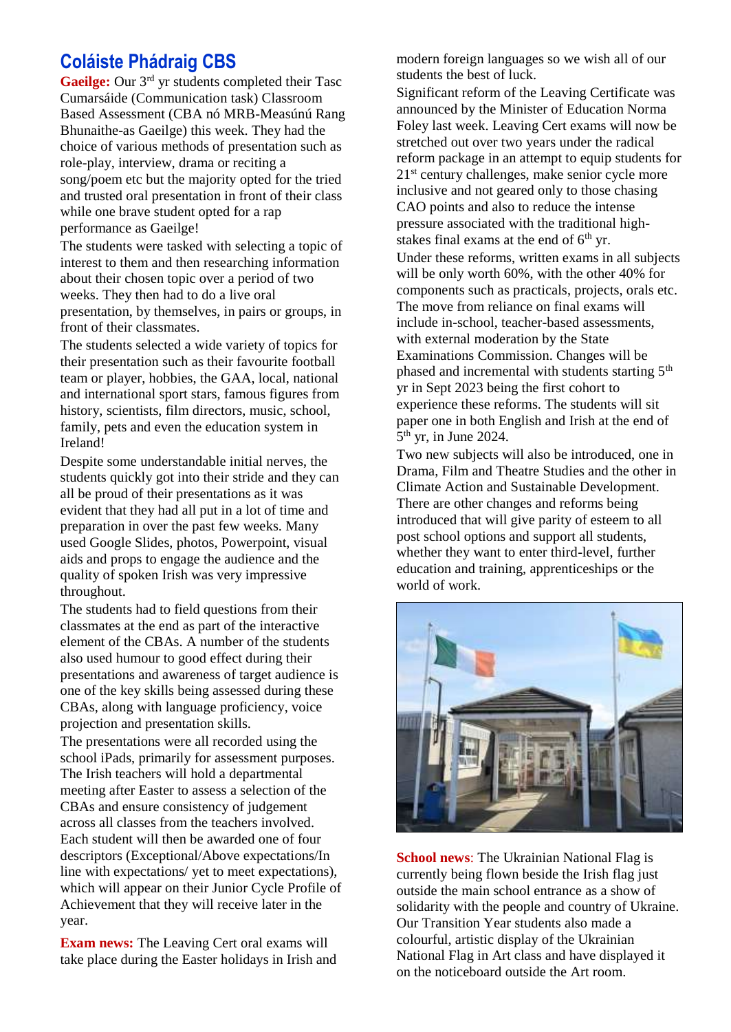## Coláiste Phádraig CBS

**Gaeilge:** Our 3rd yr students completed their Tasc Cumarsáide (Communication task) Classroom Based Assessment (CBA nó MRB-Measúnú Rang Bhunaithe-as Gaeilge) this week. They had the choice of various methods of presentation such as role-play, interview, drama or reciting a song/poem etc but the majority opted for the tried and trusted oral presentation in front of their class while one brave student opted for a rap performance as Gaeilge!

The students were tasked with selecting a topic of interest to them and then researching information about their chosen topic over a period of two weeks. They then had to do a live oral presentation, by themselves, in pairs or groups, in front of their classmates.

The students selected a wide variety of topics for their presentation such as their favourite football team or player, hobbies, the GAA, local, national and international sport stars, famous figures from history, scientists, film directors, music, school, family, pets and even the education system in Ireland!

Despite some understandable initial nerves, the students quickly got into their stride and they can all be proud of their presentations as it was evident that they had all put in a lot of time and preparation in over the past few weeks. Many used Google Slides, photos, Powerpoint, visual aids and props to engage the audience and the quality of spoken Irish was very impressive throughout.

The students had to field questions from their classmates at the end as part of the interactive element of the CBAs. A number of the students also used humour to good effect during their presentations and awareness of target audience is one of the key skills being assessed during these CBAs, along with language proficiency, voice projection and presentation skills.

The presentations were all recorded using the school iPads, primarily for assessment purposes. The Irish teachers will hold a departmental meeting after Easter to assess a selection of the CBAs and ensure consistency of judgement across all classes from the teachers involved. Each student will then be awarded one of four descriptors (Exceptional/Above expectations/In line with expectations/ yet to meet expectations), which will appear on their Junior Cycle Profile of Achievement that they will receive later in the year.

**Exam news:** The Leaving Cert oral exams will take place during the Easter holidays in Irish and modern foreign languages so we wish all of our students the best of luck.

Significant reform of the Leaving Certificate was announced by the Minister of Education Norma Foley last week. Leaving Cert exams will now be stretched out over two years under the radical reform package in an attempt to equip students for 21st century challenges, make senior cycle more inclusive and not geared only to those chasing CAO points and also to reduce the intense pressure associated with the traditional high-stakes final exams at the end of 6th yr.

Under these reforms, written exams in all subjects will be only worth 60%, with the other 40% for components such as practicals, projects, orals etc. The move from reliance on final exams will include in-school, teacher-based assessments, with external moderation by the State Examinations Commission. Changes will be phased and incremental with students starting 5th yr in Sept 2023 being the first cohort to experience these reforms. The students will sit paper one in both English and Irish at the end of 5th yr, in June 2024.

Two new subjects will also be introduced, one in Drama, Film and Theatre Studies and the other in Climate Action and Sustainable Development. There are other changes and reforms being introduced that will give parity of esteem to all post school options and support all students, whether they want to enter third-level, further education and training, apprenticeships or the world of work.

**School news:** The Ukrainian National Flag is currently being flown beside the Irish flag just outside the main school entrance as a show of solidarity with the people and country of Ukraine. Our Transition Year students also made a colourful, artistic display of the Ukrainian National Flag in Art class and have displayed it on the noticeboard outside the Art room.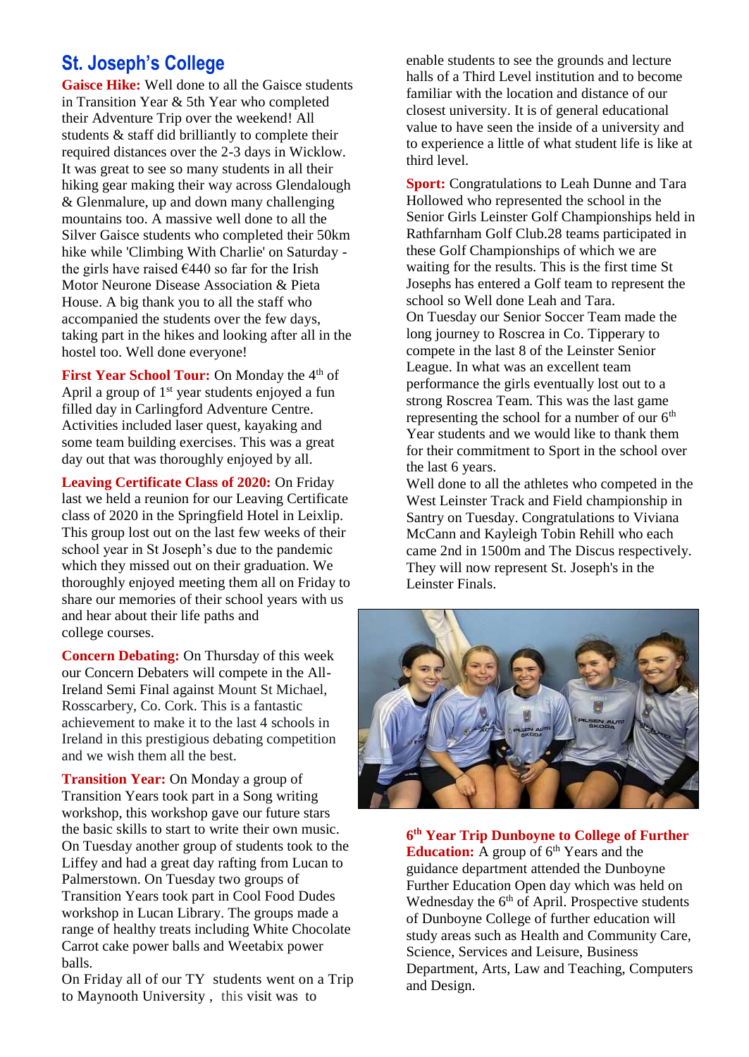## St. Joseph's College

**Gaisce Hike:** Well done to all the Gaisce students in Transition Year & 5th Year who completed their Adventure Trip over the weekend! All students & staff did brilliantly to complete their required distances over the 2-3 days in Wicklow. It was great to see so many students in all their hiking gear making their way across Glendalough & Glenmalure, up and down many challenging mountains too. A massive well done to all the Silver Gaisce students who completed their 50km hike while 'Climbing With Charlie' on Saturday - the girls have raised €440 so far for the Irish Motor Neurone Disease Association & Pieta House. A big thank you to all the staff who accompanied the students over the few days, taking part in the hikes and looking after all in the hostel too. Well done everyone!

**First Year School Tour:** On Monday the 4th of April a group of 1st year students enjoyed a fun filled day in Carlingford Adventure Centre. Activities included laser quest, kayaking and some team building exercises. This was a great day out that was thoroughly enjoyed by all.

**Leaving Certificate Class of 2020:** On Friday last we held a reunion for our Leaving Certificate class of 2020 in the Springfield Hotel in Leixlip. This group lost out on the last few weeks of their school year in St Joseph's due to the pandemic which they missed out on their graduation. We thoroughly enjoyed meeting them all on Friday to share our memories of their school years with us and hear about their life paths and college courses.

**Concern Debating:** On Thursday of this week our Concern Debaters will compete in the All-Ireland Semi Final against Mount St Michael, Rosscarbery, Co. Cork. This is a fantastic achievement to make it to the last 4 schools in Ireland in this prestigious debating competition and we wish them all the best.

**Transition Year:** On Monday a group of Transition Years took part in a Song writing workshop, this workshop gave our future stars the basic skills to start to write their own music. On Tuesday another group of students took to the Liffey and had a great day rafting from Lucan to Palmerstown. On Tuesday two groups of Transition Years took part in Cool Food Dudes workshop in Lucan Library. The groups made a range of healthy treats including White Chocolate Carrot cake power balls and Weetabix power balls.
On Friday all of our TY students went on a Trip to Maynooth University , this visit was to enable students to see the grounds and lecture halls of a Third Level institution and to become familiar with the location and distance of our closest university. It is of general educational value to have seen the inside of a university and to experience a little of what student life is like at third level.

**Sport:** Congratulations to Leah Dunne and Tara Hollowed who represented the school in the Senior Girls Leinster Golf Championships held in Rathfarnham Golf Club.28 teams participated in these Golf Championships of which we are waiting for the results. This is the first time St Josephs has entered a Golf team to represent the school so Well done Leah and Tara.
On Tuesday our Senior Soccer Team made the long journey to Roscrea in Co. Tipperary to compete in the last 8 of the Leinster Senior League. In what was an excellent team performance the girls eventually lost out to a strong Roscrea Team. This was the last game representing the school for a number of our 6th Year students and we would like to thank them for their commitment to Sport in the school over the last 6 years.
Well done to all the athletes who competed in the West Leinster Track and Field championship in Santry on Tuesday. Congratulations to Viviana McCann and Kayleigh Tobin Rehill who each came 2nd in 1500m and The Discus respectively. They will now represent St. Joseph's in the Leinster Finals.

**6th Year Trip Dunboyne to College of Further Education:** A group of 6th Years and the guidance department attended the Dunboyne Further Education Open day which was held on Wednesday the 6th of April. Prospective students of Dunboyne College of further education will study areas such as Health and Community Care, Science, Services and Leisure, Business Department, Arts, Law and Teaching, Computers and Design.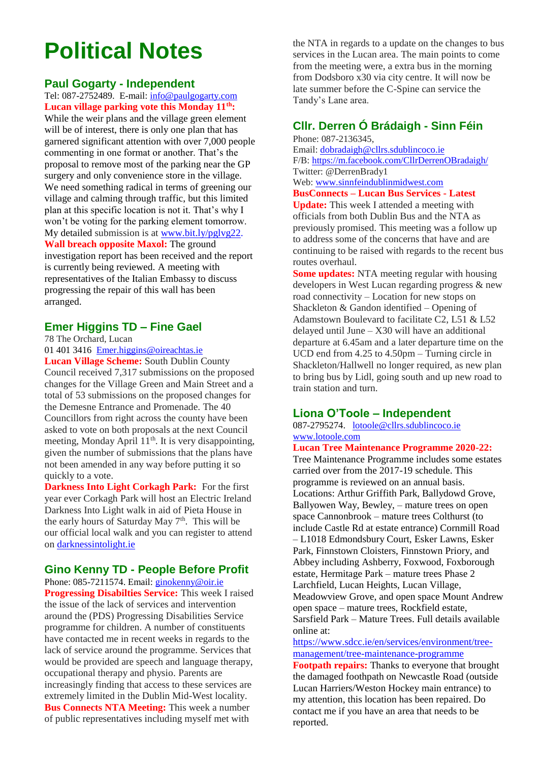# Political Notes

## Paul Gogarty - Independent

Tel: 087-2752489. E-mail: info@paulgogarty.com

**Lucan village parking vote this Monday 11th:** While the weir plans and the village green element will be of interest, there is only one plan that has garnered significant attention with over 7,000 people commenting in one format or another. That's the proposal to remove most of the parking near the GP surgery and only convenience store in the village. We need something radical in terms of greening our village and calming through traffic, but this limited plan at this specific location is not it. That's why I won't be voting for the parking element tomorrow. My detailed submission is at www.bit.ly/pglvg22.

**Wall breach opposite Maxol:** The ground investigation report has been received and the report is currently being reviewed. A meeting with representatives of the Italian Embassy to discuss progressing the repair of this wall has been arranged.

## Emer Higgins TD – Fine Gael

78 The Orchard, Lucan

01 401 3416 Emer.higgins@oireachtas.ie

**Lucan Village Scheme:** South Dublin County Council received 7,317 submissions on the proposed changes for the Village Green and Main Street and a total of 53 submissions on the proposed changes for the Demesne Entrance and Promenade. The 40 Councillors from right across the county have been asked to vote on both proposals at the next Council meeting, Monday April 11th. It is very disappointing, given the number of submissions that the plans have not been amended in any way before putting it so quickly to a vote.

**Darkness Into Light Corkagh Park:** For the first year ever Corkagh Park will host an Electric Ireland Darkness Into Light walk in aid of Pieta House in the early hours of Saturday May 7th. This will be our official local walk and you can register to attend on darknessintolight.ie

## Gino Kenny TD - People Before Profit

Phone: 085-7211574. Email: ginokenny@oir.ie

**Progressing Disabilties Service:** This week I raised the issue of the lack of services and intervention around the (PDS) Progressing Disabilities Service programme for children. A number of constituents have contacted me in recent weeks in regards to the lack of service around the programme. Services that would be provided are speech and language therapy, occupational therapy and physio. Parents are increasingly finding that access to these services are extremely limited in the Dublin Mid-West locality.

**Bus Connects NTA Meeting:** This week a number of public representatives including myself met with the NTA in regards to a update on the changes to bus services in the Lucan area. The main points to come from the meeting were, a extra bus in the morning from Dodsboro x30 via city centre. It will now be late summer before the C-Spine can service the Tandy's Lane area.

## Cllr. Derren Ó Brádaigh - Sinn Féin

Phone: 087-2136345,

Email: dobradaigh@cllrs.sdublincoco.ie

F/B: https://m.facebook.com/CllrDerrenOBradaigh/

Twitter: @DerrenBrady1

Web: www.sinnfeindublinmidwest.com

**BusConnects – Lucan Bus Services - Latest Update:** This week I attended a meeting with officials from both Dublin Bus and the NTA as previously promised. This meeting was a follow up to address some of the concerns that have and are continuing to be raised with regards to the recent bus routes overhaul.

**Some updates:** NTA meeting regular with housing developers in West Lucan regarding progress & new road connectivity – Location for new stops on Shackleton & Gandon identified – Opening of Adamstown Boulevard to facilitate C2, L51 & L52 delayed until June – X30 will have an additional departure at 6.45am and a later departure time on the UCD end from 4.25 to 4.50pm – Turning circle in Shackleton/Hallwell no longer required, as new plan to bring bus by Lidl, going south and up new road to train station and turn.

## Liona O'Toole – Independent

087-2795274. lotoole@cllrs.sdublincoco.ie

www.lotoole.com

**Lucan Tree Maintenance Programme 2020-22:** Tree Maintenance Programme includes some estates carried over from the 2017-19 schedule. This programme is reviewed on an annual basis. Locations: Arthur Griffith Park, Ballydowd Grove, Ballyowen Way, Bewley, – mature trees on open space Cannonbrook – mature trees Colthurst (to include Castle Rd at estate entrance) Cornmill Road – L1018 Edmondsbury Court, Esker Lawns, Esker Park, Finnstown Cloisters, Finnstown Priory, and Abbey including Ashberry, Foxwood, Foxborough estate, Hermitage Park – mature trees Phase 2 Larchfield, Lucan Heights, Lucan Village, Meadowview Grove, and open space Mount Andrew open space – mature trees, Rockfield estate, Sarsfield Park – Mature Trees. Full details available online at: https://www.sdcc.ie/en/services/environment/tree-management/tree-maintenance-programme

**Footpath repairs:** Thanks to everyone that brought the damaged footpath on Newcastle Road (outside Lucan Harriers/Weston Hockey main entrance) to my attention, this location has been repaired. Do contact me if you have an area that needs to be reported.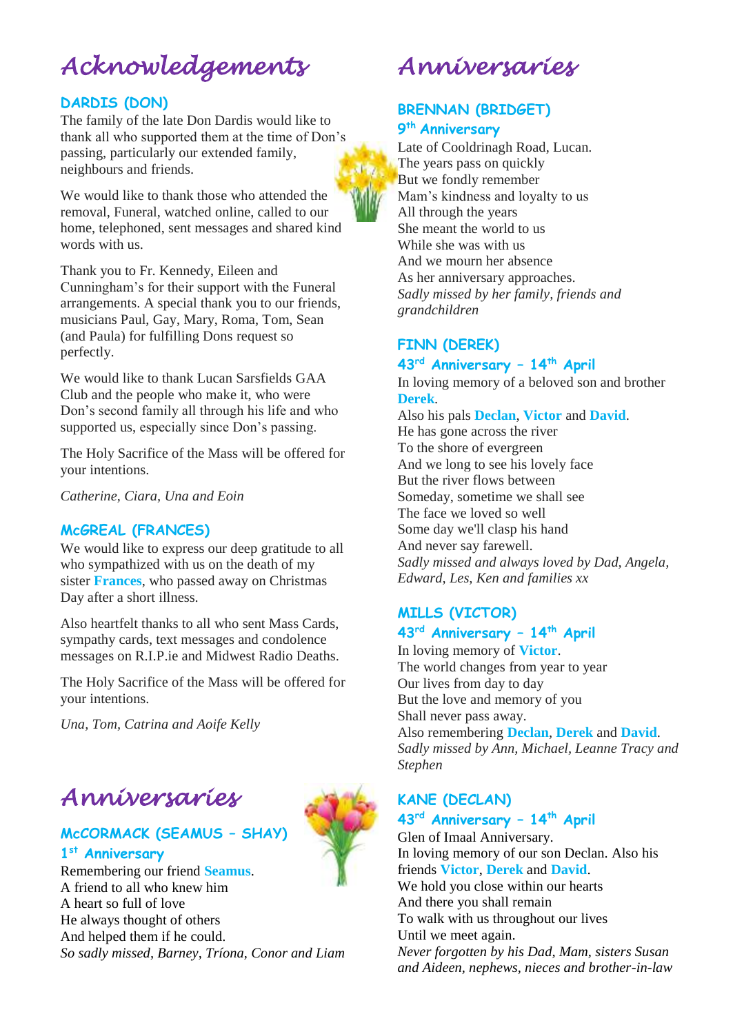# Acknowledgements

### DARDIS (DON)

The family of the late Don Dardis would like to thank all who supported them at the time of Don's passing, particularly our extended family, neighbours and friends.

We would like to thank those who attended the removal, Funeral, watched online, called to our home, telephoned, sent messages and shared kind words with us.

Thank you to Fr. Kennedy, Eileen and Cunningham's for their support with the Funeral arrangements. A special thank you to our friends, musicians Paul, Gay, Mary, Roma, Tom, Sean (and Paula) for fulfilling Dons request so perfectly.

We would like to thank Lucan Sarsfields GAA Club and the people who make it, who were Don's second family all through his life and who supported us, especially since Don's passing.

The Holy Sacrifice of the Mass will be offered for your intentions.

*Catherine, Ciara, Una and Eoin*

### McGREAL (FRANCES)

We would like to express our deep gratitude to all who sympathized with us on the death of my sister **Frances**, who passed away on Christmas Day after a short illness.

Also heartfelt thanks to all who sent Mass Cards, sympathy cards, text messages and condolence messages on R.I.P.ie and Midwest Radio Deaths.

The Holy Sacrifice of the Mass will be offered for your intentions.

*Una, Tom, Catrina and Aoife Kelly*

# Anniversaries

### McCORMACK (SEAMUS – SHAY)

**1st Anniversary**

Remembering our friend **Seamus**.
A friend to all who knew him
A heart so full of love
He always thought of others
And helped them if he could.
*So sadly missed, Barney, Tríona, Conor and Liam*

# Anniversaries

### BRENNAN (BRIDGET)

**9th Anniversary**

Late of Cooldrinagh Road, Lucan.
The years pass on quickly
But we fondly remember
Mam's kindness and loyalty to us
All through the years
She meant the world to us
While she was with us
And we mourn her absence
As her anniversary approaches.
*Sadly missed by her family, friends and grandchildren*

### FINN (DEREK)

**43rd Anniversary – 14th April**

In loving memory of a beloved son and brother **Derek**.
Also his pals **Declan**, **Victor** and **David**.
He has gone across the river
To the shore of evergreen
And we long to see his lovely face
But the river flows between
Someday, sometime we shall see
The face we loved so well
Some day we'll clasp his hand
And never say farewell.
*Sadly missed and always loved by Dad, Angela, Edward, Les, Ken and families xx*

### MILLS (VICTOR)

**43rd Anniversary – 14th April**

In loving memory of **Victor**.
The world changes from year to year
Our lives from day to day
But the love and memory of you
Shall never pass away.
Also remembering **Declan**, **Derek** and **David**.
*Sadly missed by Ann, Michael, Leanne Tracy and Stephen*

### KANE (DECLAN)

**43rd Anniversary – 14th April**

Glen of Imaal Anniversary.
In loving memory of our son Declan. Also his friends **Victor**, **Derek** and **David**.
We hold you close within our hearts
And there you shall remain
To walk with us throughout our lives
Until we meet again.
*Never forgotten by his Dad, Mam, sisters Susan and Aideen, nephews, nieces and brother-in-law*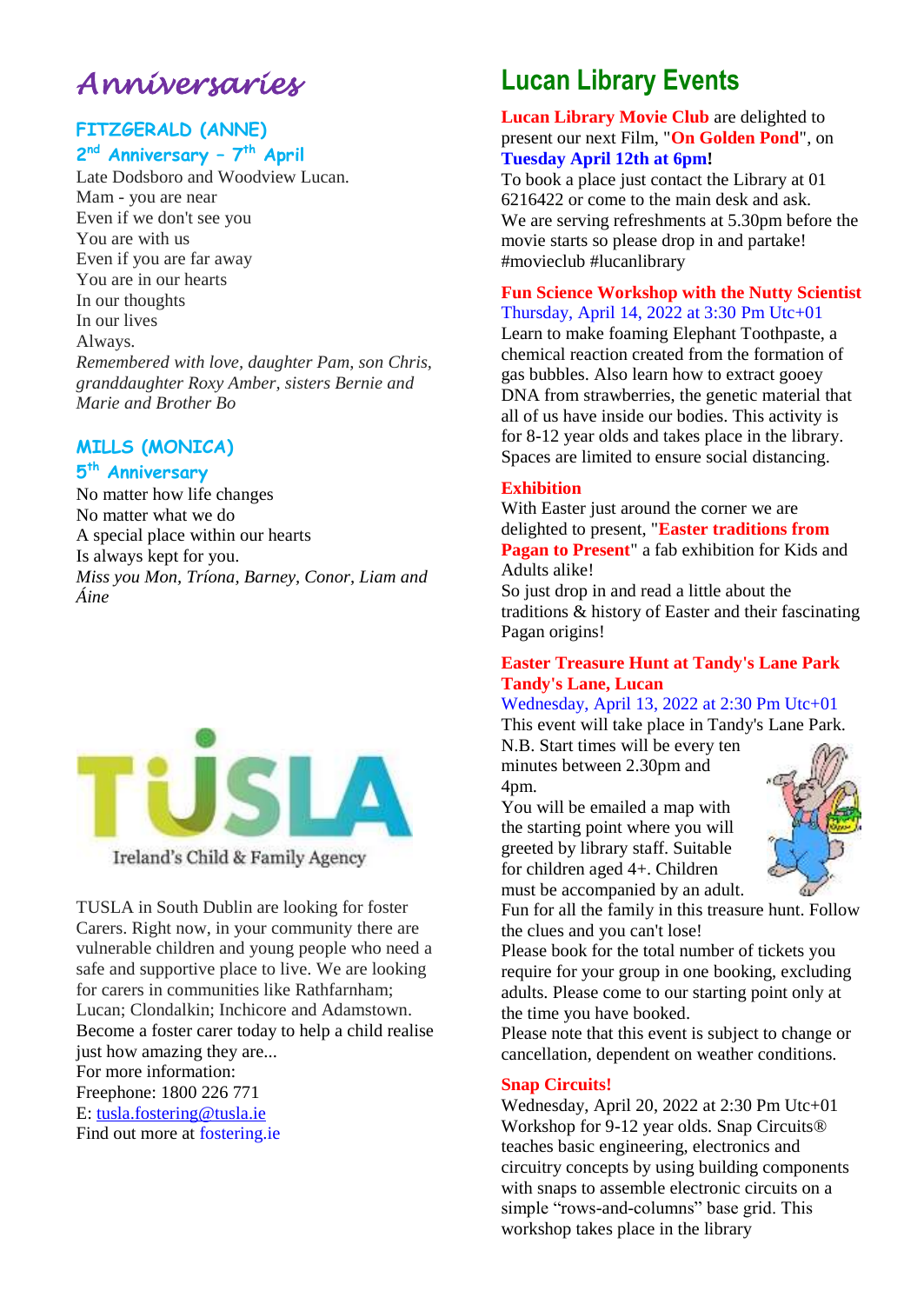# Anniversaries

### FITZGERALD (ANNE)

### 2nd Anniversary – 7th April

Late Dodsboro and Woodview Lucan.
Mam - you are near
Even if we don't see you
You are with us
Even if you are far away
You are in our hearts
In our thoughts
In our lives
Always.
*Remembered with love, daughter Pam, son Chris, granddaughter Roxy Amber, sisters Bernie and Marie and Brother Bo*

### MILLS (MONICA)

### 5th Anniversary

No matter how life changes
No matter what we do
A special place within our hearts
Is always kept for you.
*Miss you Mon, Tríona, Barney, Conor, Liam and Áine*

TUSLA
Ireland's Child & Family Agency

TUSLA in South Dublin are looking for foster Carers. Right now, in your community there are vulnerable children and young people who need a safe and supportive place to live. We are looking for carers in communities like Rathfarnham; Lucan; Clondalkin; Inchicore and Adamstown.
Become a foster carer today to help a child realise just how amazing they are...
For more information:
Freephone: 1800 226 771
E: tusla.fostering@tusla.ie
Find out more at fostering.ie

# Lucan Library Events

**Lucan Library Movie Club** are delighted to present our next Film, "**On Golden Pond**", on **Tuesday April 12th at 6pm!**
To book a place just contact the Library at 01 6216422 or come to the main desk and ask.
We are serving refreshments at 5.30pm before the movie starts so please drop in and partake!
#movieclub #lucanlibrary

**Fun Science Workshop with the Nutty Scientist**
Thursday, April 14, 2022 at 3:30 Pm Utc+01
Learn to make foaming Elephant Toothpaste, a chemical reaction created from the formation of gas bubbles. Also learn how to extract gooey DNA from strawberries, the genetic material that all of us have inside our bodies. This activity is for 8-12 year olds and takes place in the library. Spaces are limited to ensure social distancing.

**Exhibition**
With Easter just around the corner we are delighted to present, "**Easter traditions from Pagan to Present**" a fab exhibition for Kids and Adults alike!
So just drop in and read a little about the traditions & history of Easter and their fascinating Pagan origins!

**Easter Treasure Hunt at Tandy's Lane Park Tandy's Lane, Lucan**
Wednesday, April 13, 2022 at 2:30 Pm Utc+01
This event will take place in Tandy's Lane Park. N.B. Start times will be every ten minutes between 2.30pm and 4pm.
You will be emailed a map with the starting point where you will greeted by library staff. Suitable for children aged 4+. Children must be accompanied by an adult.
Fun for all the family in this treasure hunt. Follow the clues and you can't lose!
Please book for the total number of tickets you require for your group in one booking, excluding adults. Please come to our starting point only at the time you have booked.
Please note that this event is subject to change or cancellation, dependent on weather conditions.

**Snap Circuits!**
Wednesday, April 20, 2022 at 2:30 Pm Utc+01
Workshop for 9-12 year olds. Snap Circuits® teaches basic engineering, electronics and circuitry concepts by using building components with snaps to assemble electronic circuits on a simple "rows-and-columns" base grid. This workshop takes place in the library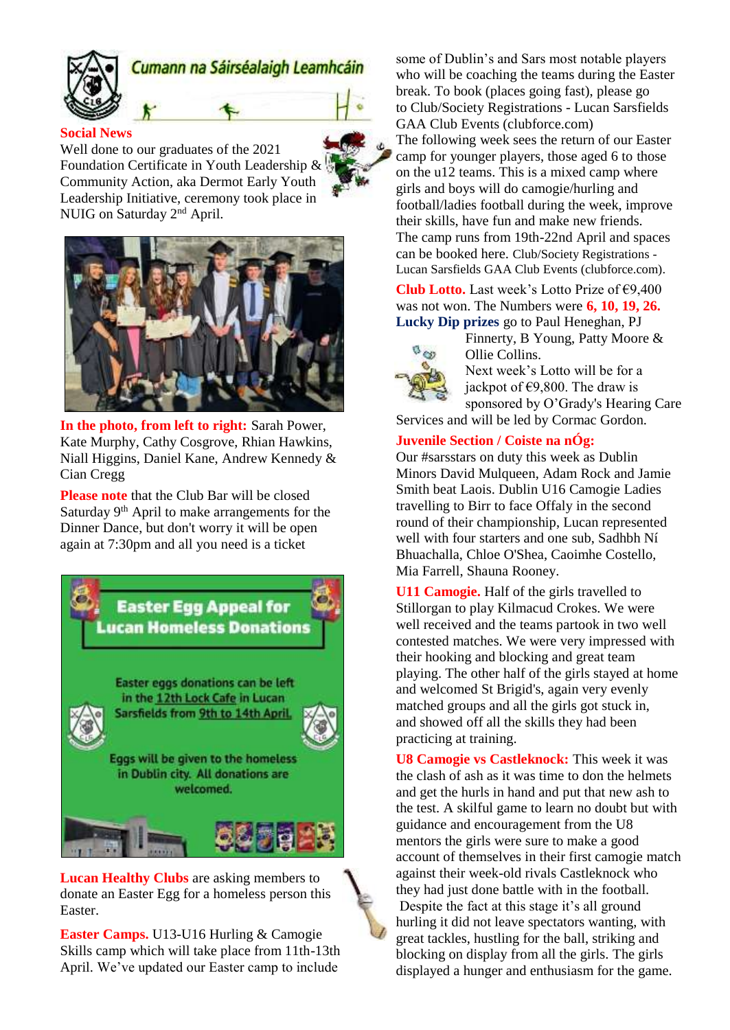Cumann na Sáirséalaigh Leamhcáin

**Social News**

Well done to our graduates of the 2021 Foundation Certificate in Youth Leadership & Community Action, aka Dermot Early Youth Leadership Initiative, ceremony took place in NUIG on Saturday 2nd April.

**In the photo, from left to right:** Sarah Power, Kate Murphy, Cathy Cosgrove, Rhian Hawkins, Niall Higgins, Daniel Kane, Andrew Kennedy & Cian Cregg

**Please note** that the Club Bar will be closed Saturday 9th April to make arrangements for the Dinner Dance, but don't worry it will be open again at 7:30pm and all you need is a ticket

**Easter Egg Appeal for Lucan Homeless Donations**

Easter eggs donations can be left in the 12th Lock Cafe in Lucan Sarsfields from 9th to 14th April.

Eggs will be given to the homeless in Dublin city. All donations are welcomed.

**Lucan Healthy Clubs** are asking members to donate an Easter Egg for a homeless person this Easter.

**Easter Camps.** U13-U16 Hurling & Camogie Skills camp which will take place from 11th-13th April. We've updated our Easter camp to include some of Dublin's and Sars most notable players who will be coaching the teams during the Easter break. To book (places going fast), please go to Club/Society Registrations - Lucan Sarsfields GAA Club Events (clubforce.com)

The following week sees the return of our Easter camp for younger players, those aged 6 to those on the u12 teams. This is a mixed camp where girls and boys will do camogie/hurling and football/ladies football during the week, improve their skills, have fun and make new friends.

The camp runs from 19th-22nd April and spaces can be booked here. Club/Society Registrations - Lucan Sarsfields GAA Club Events (clubforce.com).

**Club Lotto.** Last week's Lotto Prize of €9,400 was not won. The Numbers were **6, 10, 19, 26.**

**Lucky Dip prizes** go to Paul Heneghan, PJ Finnerty, B Young, Patty Moore & Ollie Collins.

Next week's Lotto will be for a jackpot of €9,800. The draw is sponsored by O'Grady's Hearing Care Services and will be led by Cormac Gordon.

**Juvenile Section / Coiste na nÓg:**

Our #sarsstars on duty this week as Dublin Minors David Mulqueen, Adam Rock and Jamie Smith beat Laois. Dublin U16 Camogie Ladies travelling to Birr to face Offaly in the second round of their championship, Lucan represented well with four starters and one sub, Sadhbh Ní Bhuachalla, Chloe O'Shea, Caoimhe Costello, Mia Farrell, Shauna Rooney.

**U11 Camogie.** Half of the girls travelled to Stillorgan to play Kilmacud Crokes. We were well received and the teams partook in two well contested matches. We were very impressed with their hooking and blocking and great team playing. The other half of the girls stayed at home and welcomed St Brigid's, again very evenly matched groups and all the girls got stuck in, and showed off all the skills they had been practicing at training.

**U8 Camogie vs Castleknock:** This week it was the clash of ash as it was time to don the helmets and get the hurls in hand and put that new ash to the test. A skilful game to learn no doubt but with guidance and encouragement from the U8 mentors the girls were sure to make a good account of themselves in their first camogie match against their week-old rivals Castleknock who they had just done battle with in the football. Despite the fact at this stage it's all ground hurling it did not leave spectators wanting, with great tackles, hustling for the ball, striking and blocking on display from all the girls. The girls displayed a hunger and enthusiasm for the game.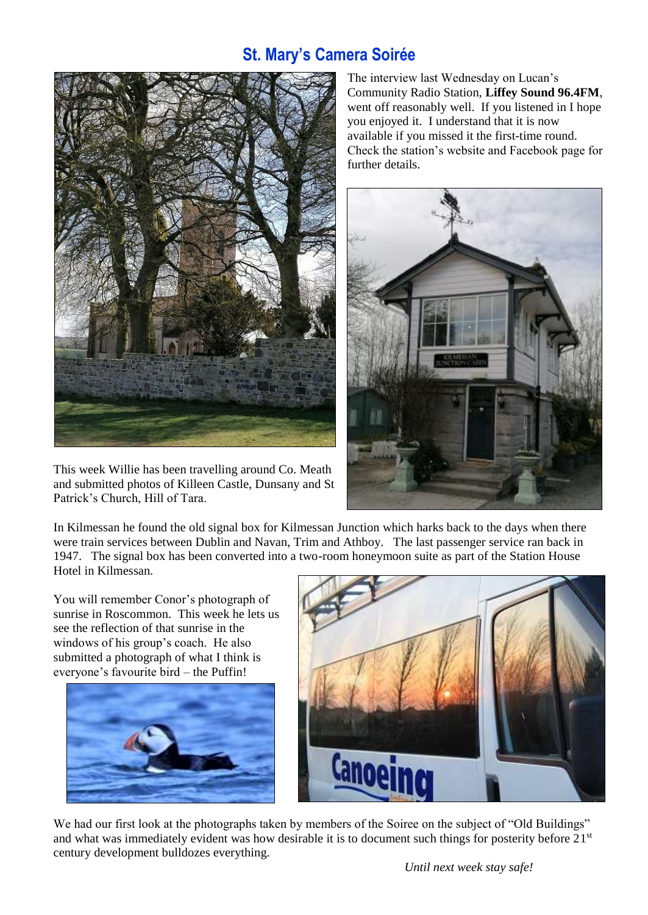# St. Mary's Camera Soirée

The interview last Wednesday on Lucan's Community Radio Station, **Liffey Sound 96.4FM**, went off reasonably well. If you listened in I hope you enjoyed it. I understand that it is now available if you missed it the first-time round. Check the station's website and Facebook page for further details.

This week Willie has been travelling around Co. Meath and submitted photos of Killeen Castle, Dunsany and St Patrick's Church, Hill of Tara.

In Kilmessan he found the old signal box for Kilmessan Junction which harks back to the days when there were train services between Dublin and Navan, Trim and Athboy. The last passenger service ran back in 1947. The signal box has been converted into a two-room honeymoon suite as part of the Station House Hotel in Kilmessan.

You will remember Conor's photograph of sunrise in Roscommon. This week he lets us see the reflection of that sunrise in the windows of his group's coach. He also submitted a photograph of what I think is everyone's favourite bird – the Puffin!

We had our first look at the photographs taken by members of the Soiree on the subject of "Old Buildings" and what was immediately evident was how desirable it is to document such things for posterity before 21st century development bulldozes everything.

*Until next week stay safe!*